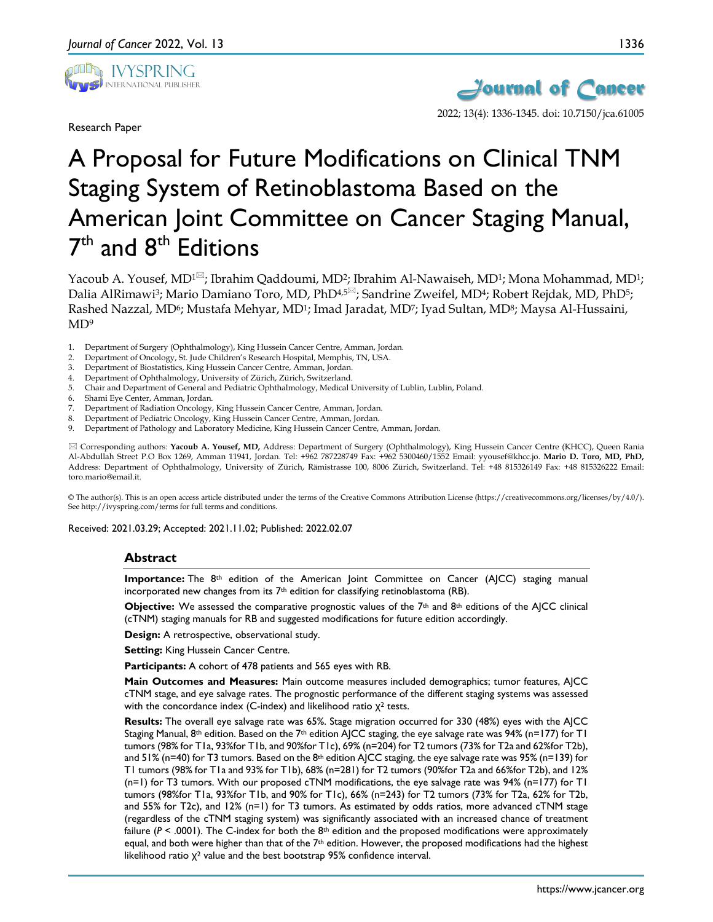Research Paper

# A Proposal for Future Modifications on Clinical TNM Staging System of Retinoblastoma Based on the American Joint Committee on Cancer Staging Manual, 7th and 8th Editions

Yacoub A. Yousef, MD[1]✉; Ibrahim Qaddoumi, MD[2]; Ibrahim Al-Nawaiseh, MD[1]; Mona Mohammad, MD[1]; Dalia AlRimawi[3]; Mario Damiano Toro, MD, PhD[4,5]✉; Sandrine Zweifel, MD[4]; Robert Rejdak, MD, PhD[5]; Rashed Nazzal, MD[6]; Mustafa Mehyar, MD[1]; Imad Jaradat, MD[7]; Iyad Sultan, MD[8]; Maysa Al-Hussaini, MD[9]

1. Department of Surgery (Ophthalmology), King Hussein Cancer Centre, Amman, Jordan.
2. Department of Oncology, St. Jude Children's Research Hospital, Memphis, TN, USA.
3. Department of Biostatistics, King Hussein Cancer Centre, Amman, Jordan.
4. Department of Ophthalmology, University of Zürich, Zürich, Switzerland.
5. Chair and Department of General and Pediatric Ophthalmology, Medical University of Lublin, Lublin, Poland.
6. Shami Eye Center, Amman, Jordan.
7. Department of Radiation Oncology, King Hussein Cancer Centre, Amman, Jordan.
8. Department of Pediatric Oncology, King Hussein Cancer Centre, Amman, Jordan.
9. Department of Pathology and Laboratory Medicine, King Hussein Cancer Centre, Amman, Jordan.

✉ Corresponding authors: **Yacoub A. Yousef, MD,** Address: Department of Surgery (Ophthalmology), King Hussein Cancer Centre (KHCC), Queen Rania Al-Abdullah Street P.O Box 1269, Amman 11941, Jordan. Tel: +962 787228749 Fax: +962 5300460/1552 Email: yyousef@khcc.jo. **Mario D. Toro, MD, PhD,** Address: Department of Ophthalmology, University of Zürich, Rämistrasse 100, 8006 Zürich, Switzerland. Tel: +48 815326149 Fax: +48 815326222 Email: toro.mario@email.it.

© The author(s). This is an open access article distributed under the terms of the Creative Commons Attribution License (https://creativecommons.org/licenses/by/4.0/). See http://ivyspring.com/terms for full terms and conditions.

Received: 2021.03.29; Accepted: 2021.11.02; Published: 2022.02.07

## Abstract

**Importance:** The 8th edition of the American Joint Committee on Cancer (AJCC) staging manual incorporated new changes from its 7th edition for classifying retinoblastoma (RB).

**Objective:** We assessed the comparative prognostic values of the 7th and 8th editions of the AJCC clinical (cTNM) staging manuals for RB and suggested modifications for future edition accordingly.

**Design:** A retrospective, observational study.

**Setting:** King Hussein Cancer Centre.

**Participants:** A cohort of 478 patients and 565 eyes with RB.

**Main Outcomes and Measures:** Main outcome measures included demographics; tumor features, AJCC cTNM stage, and eye salvage rates. The prognostic performance of the different staging systems was assessed with the concordance index (C-index) and likelihood ratio $\chi^2$ tests.

**Results:** The overall eye salvage rate was 65%. Stage migration occurred for 330 (48%) eyes with the AJCC Staging Manual, 8th edition. Based on the 7th edition AJCC staging, the eye salvage rate was 94% (n=177) for T1 tumors (98% for T1a, 93%for T1b, and 90%for T1c), 69% (n=204) for T2 tumors (73% for T2a and 62%for T2b), and 51% (n=40) for T3 tumors. Based on the 8th edition AJCC staging, the eye salvage rate was 95% (n=139) for T1 tumors (98% for T1a and 93% for T1b), 68% (n=281) for T2 tumors (90%for T2a and 66%for T2b), and 12% (n=1) for T3 tumors. With our proposed cTNM modifications, the eye salvage rate was 94% (n=177) for T1 tumors (98%for T1a, 93%for T1b, and 90% for T1c), 66% (n=243) for T2 tumors (73% for T2a, 62% for T2b, and 55% for T2c), and 12% (n=1) for T3 tumors. As estimated by odds ratios, more advanced cTNM stage (regardless of the cTNM staging system) was significantly associated with an increased chance of treatment failure ($P < .0001$). The C-index for both the 8th edition and the proposed modifications were approximately equal, and both were higher than that of the 7th edition. However, the proposed modifications had the highest likelihood ratio $\chi^2$ value and the best bootstrap 95% confidence interval.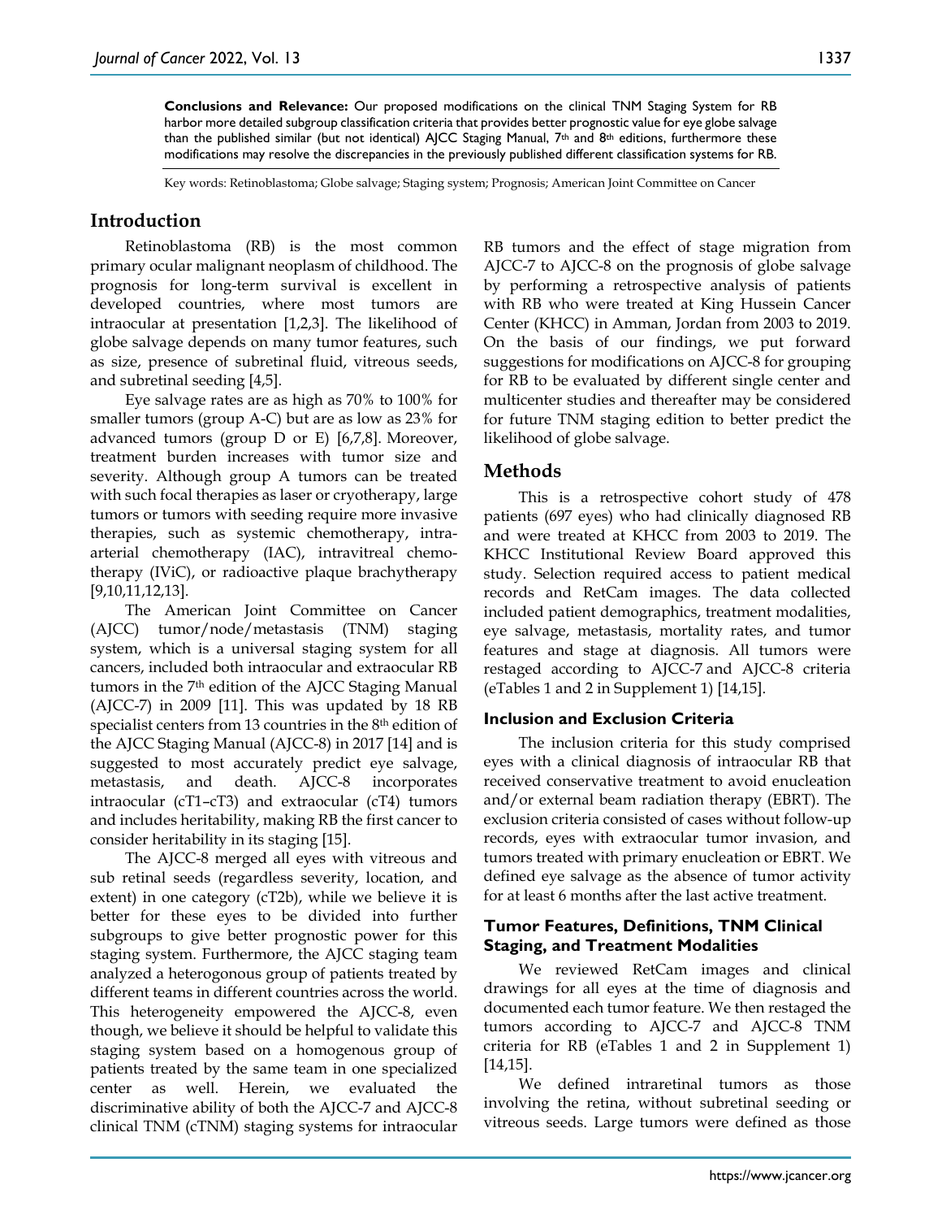**Conclusions and Relevance:** Our proposed modifications on the clinical TNM Staging System for RB harbor more detailed subgroup classification criteria that provides better prognostic value for eye globe salvage than the published similar (but not identical) AJCC Staging Manual, 7th and 8th editions, furthermore these modifications may resolve the discrepancies in the previously published different classification systems for RB.

Key words: Retinoblastoma; Globe salvage; Staging system; Prognosis; American Joint Committee on Cancer

## Introduction

Retinoblastoma (RB) is the most common primary ocular malignant neoplasm of childhood. The prognosis for long-term survival is excellent in developed countries, where most tumors are intraocular at presentation [1,2,3]. The likelihood of globe salvage depends on many tumor features, such as size, presence of subretinal fluid, vitreous seeds, and subretinal seeding [4,5].

Eye salvage rates are as high as 70% to 100% for smaller tumors (group A-C) but are as low as 23% for advanced tumors (group D or E) [6,7,8]. Moreover, treatment burden increases with tumor size and severity. Although group A tumors can be treated with such focal therapies as laser or cryotherapy, large tumors or tumors with seeding require more invasive therapies, such as systemic chemotherapy, intra-arterial chemotherapy (IAC), intravitreal chemotherapy (IViC), or radioactive plaque brachytherapy [9,10,11,12,13].

The American Joint Committee on Cancer (AJCC) tumor/node/metastasis (TNM) staging system, which is a universal staging system for all cancers, included both intraocular and extraocular RB tumors in the 7th edition of the AJCC Staging Manual (AJCC-7) in 2009 [11]. This was updated by 18 RB specialist centers from 13 countries in the 8th edition of the AJCC Staging Manual (AJCC-8) in 2017 [14] and is suggested to most accurately predict eye salvage, metastasis, and death. AJCC-8 incorporates intraocular (cT1–cT3) and extraocular (cT4) tumors and includes heritability, making RB the first cancer to consider heritability in its staging [15].

The AJCC-8 merged all eyes with vitreous and sub retinal seeds (regardless severity, location, and extent) in one category (cT2b), while we believe it is better for these eyes to be divided into further subgroups to give better prognostic power for this staging system. Furthermore, the AJCC staging team analyzed a heterogonous group of patients treated by different teams in different countries across the world. This heterogeneity empowered the AJCC-8, even though, we believe it should be helpful to validate this staging system based on a homogenous group of patients treated by the same team in one specialized center as well. Herein, we evaluated the discriminative ability of both the AJCC-7 and AJCC-8 clinical TNM (cTNM) staging systems for intraocular RB tumors and the effect of stage migration from AJCC-7 to AJCC-8 on the prognosis of globe salvage by performing a retrospective analysis of patients with RB who were treated at King Hussein Cancer Center (KHCC) in Amman, Jordan from 2003 to 2019. On the basis of our findings, we put forward suggestions for modifications on AJCC-8 for grouping for RB to be evaluated by different single center and multicenter studies and thereafter may be considered for future TNM staging edition to better predict the likelihood of globe salvage.

## Methods

This is a retrospective cohort study of 478 patients (697 eyes) who had clinically diagnosed RB and were treated at KHCC from 2003 to 2019. The KHCC Institutional Review Board approved this study. Selection required access to patient medical records and RetCam images. The data collected included patient demographics, treatment modalities, eye salvage, metastasis, mortality rates, and tumor features and stage at diagnosis. All tumors were restaged according to AJCC-7 and AJCC-8 criteria (eTables 1 and 2 in Supplement 1) [14,15].

### Inclusion and Exclusion Criteria

The inclusion criteria for this study comprised eyes with a clinical diagnosis of intraocular RB that received conservative treatment to avoid enucleation and/or external beam radiation therapy (EBRT). The exclusion criteria consisted of cases without follow-up records, eyes with extraocular tumor invasion, and tumors treated with primary enucleation or EBRT. We defined eye salvage as the absence of tumor activity for at least 6 months after the last active treatment.

### Tumor Features, Definitions, TNM Clinical Staging, and Treatment Modalities

We reviewed RetCam images and clinical drawings for all eyes at the time of diagnosis and documented each tumor feature. We then restaged the tumors according to AJCC-7 and AJCC-8 TNM criteria for RB (eTables 1 and 2 in Supplement 1) [14,15].

We defined intraretinal tumors as those involving the retina, without subretinal seeding or vitreous seeds. Large tumors were defined as those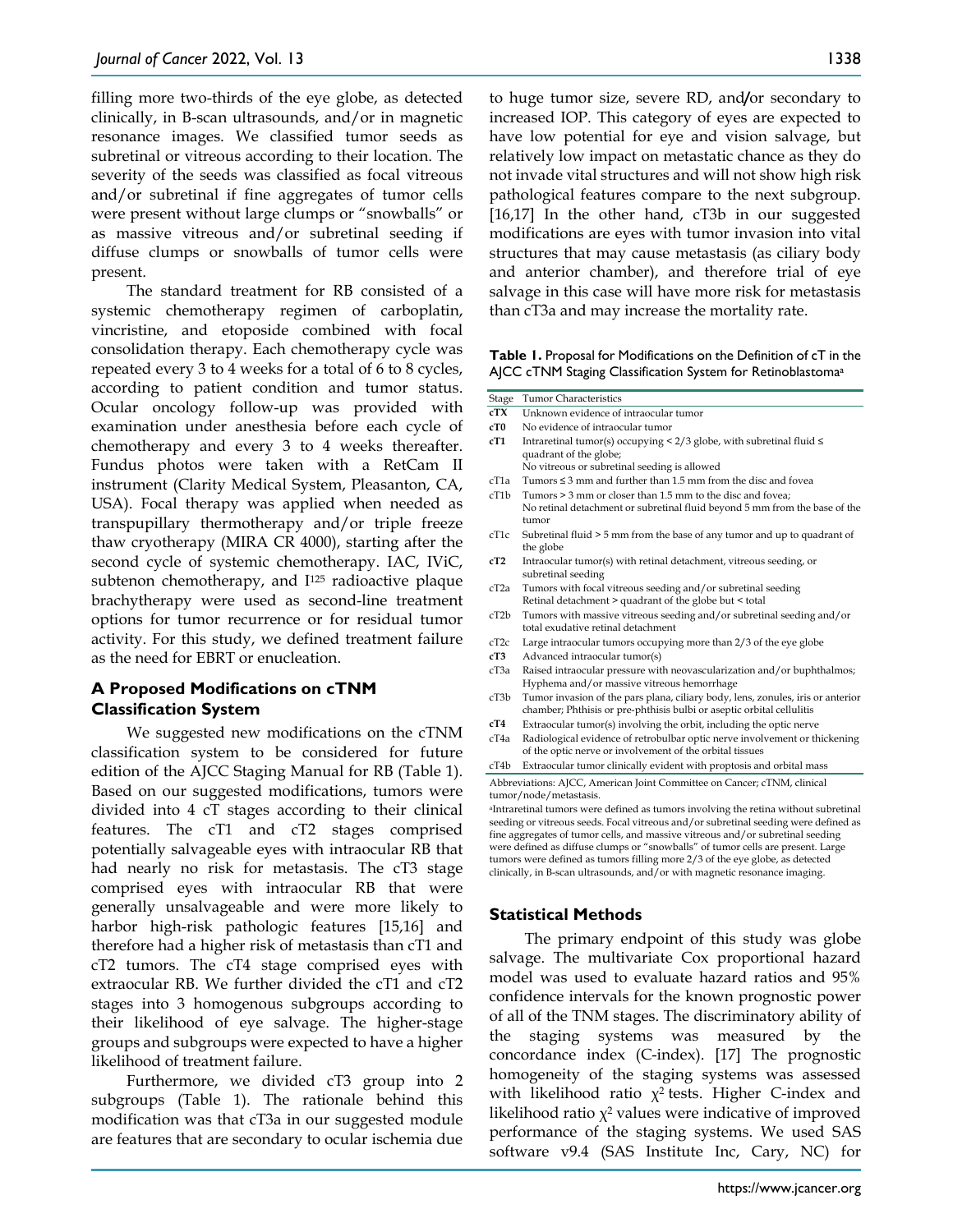filling more two-thirds of the eye globe, as detected clinically, in B-scan ultrasounds, and/or in magnetic resonance images. We classified tumor seeds as subretinal or vitreous according to their location. The severity of the seeds was classified as focal vitreous and/or subretinal if fine aggregates of tumor cells were present without large clumps or "snowballs" or as massive vitreous and/or subretinal seeding if diffuse clumps or snowballs of tumor cells were present.

The standard treatment for RB consisted of a systemic chemotherapy regimen of carboplatin, vincristine, and etoposide combined with focal consolidation therapy. Each chemotherapy cycle was repeated every 3 to 4 weeks for a total of 6 to 8 cycles, according to patient condition and tumor status. Ocular oncology follow-up was provided with examination under anesthesia before each cycle of chemotherapy and every 3 to 4 weeks thereafter. Fundus photos were taken with a RetCam II instrument (Clarity Medical System, Pleasanton, CA, USA). Focal therapy was applied when needed as transpupillary thermotherapy and/or triple freeze thaw cryotherapy (MIRA CR 4000), starting after the second cycle of systemic chemotherapy. IAC, IViC, subtenon chemotherapy, and I[125] radioactive plaque brachytherapy were used as second-line treatment options for tumor recurrence or for residual tumor activity. For this study, we defined treatment failure as the need for EBRT or enucleation.

### A Proposed Modifications on cTNM Classification System

We suggested new modifications on the cTNM classification system to be considered for future edition of the AJCC Staging Manual for RB (Table 1). Based on our suggested modifications, tumors were divided into 4 cT stages according to their clinical features. The cT1 and cT2 stages comprised potentially salvageable eyes with intraocular RB that had nearly no risk for metastasis. The cT3 stage comprised eyes with intraocular RB that were generally unsalvageable and were more likely to harbor high-risk pathologic features [15,16] and therefore had a higher risk of metastasis than cT1 and cT2 tumors. The cT4 stage comprised eyes with extraocular RB. We further divided the cT1 and cT2 stages into 3 homogenous subgroups according to their likelihood of eye salvage. The higher-stage groups and subgroups were expected to have a higher likelihood of treatment failure.

Furthermore, we divided cT3 group into 2 subgroups (Table 1). The rationale behind this modification was that cT3a in our suggested module are features that are secondary to ocular ischemia due to huge tumor size, severe RD, and/or secondary to increased IOP. This category of eyes are expected to have low potential for eye and vision salvage, but relatively low impact on metastatic chance as they do not invade vital structures and will not show high risk pathological features compare to the next subgroup. [16,17] In the other hand, cT3b in our suggested modifications are eyes with tumor invasion into vital structures that may cause metastasis (as ciliary body and anterior chamber), and therefore trial of eye salvage in this case will have more risk for metastasis than cT3a and may increase the mortality rate.

**Table 1.** Proposal for Modifications on the Definition of cT in the AJCC cTNM Staging Classification System for Retinoblastoma[a]

| Stage | Tumor Characteristics |
|---|---|
| **cTX** | Unknown evidence of intraocular tumor |
| **cT0** | No evidence of intraocular tumor |
| **cT1** | Intraretinal tumor(s) occupying < 2/3 globe, with subretinal fluid ≤ quadrant of the globe; No vitreous or subretinal seeding is allowed |
| cT1a | Tumors ≤ 3 mm and further than 1.5 mm from the disc and fovea |
| cT1b | Tumors > 3 mm or closer than 1.5 mm to the disc and fovea; No retinal detachment or subretinal fluid beyond 5 mm from the base of the tumor |
| cT1c | Subretinal fluid > 5 mm from the base of any tumor and up to quadrant of the globe |
| **cT2** | Intraocular tumor(s) with retinal detachment, vitreous seeding, or subretinal seeding |
| cT2a | Tumors with focal vitreous seeding and/or subretinal seeding Retinal detachment > quadrant of the globe but < total |
| cT2b | Tumors with massive vitreous seeding and/or subretinal seeding and/or total exudative retinal detachment |
| cT2c | Large intraocular tumors occupying more than 2/3 of the eye globe |
| **cT3** | Advanced intraocular tumor(s) |
| cT3a | Raised intraocular pressure with neovascularization and/or buphthalmos; Hyphema and/or massive vitreous hemorrhage |
| cT3b | Tumor invasion of the pars plana, ciliary body, lens, zonules, iris or anterior chamber; Phthisis or pre-phthisis bulbi or aseptic orbital cellulitis |
| **cT4** | Extraocular tumor(s) involving the orbit, including the optic nerve |
| cT4a | Radiological evidence of retrobulbar optic nerve involvement or thickening of the optic nerve or involvement of the orbital tissues |
| cT4b | Extraocular tumor clinically evident with proptosis and orbital mass |

Abbreviations: AJCC, American Joint Committee on Cancer; cTNM, clinical tumor/node/metastasis.

[a]Intraretinal tumors were defined as tumors involving the retina without subretinal seeding or vitreous seeds. Focal vitreous and/or subretinal seeding were defined as fine aggregates of tumor cells, and massive vitreous and/or subretinal seeding were defined as diffuse clumps or "snowballs" of tumor cells are present. Large tumors were defined as tumors filling more 2/3 of the eye globe, as detected clinically, in B-scan ultrasounds, and/or with magnetic resonance imaging.

### Statistical Methods

The primary endpoint of this study was globe salvage. The multivariate Cox proportional hazard model was used to evaluate hazard ratios and 95% confidence intervals for the known prognostic power of all of the TNM stages. The discriminatory ability of the staging systems was measured by the concordance index (C-index). [17] The prognostic homogeneity of the staging systems was assessed with likelihood ratio $\chi^2$ tests. Higher C-index and likelihood ratio $\chi^2$ values were indicative of improved performance of the staging systems. We used SAS software v9.4 (SAS Institute Inc, Cary, NC) for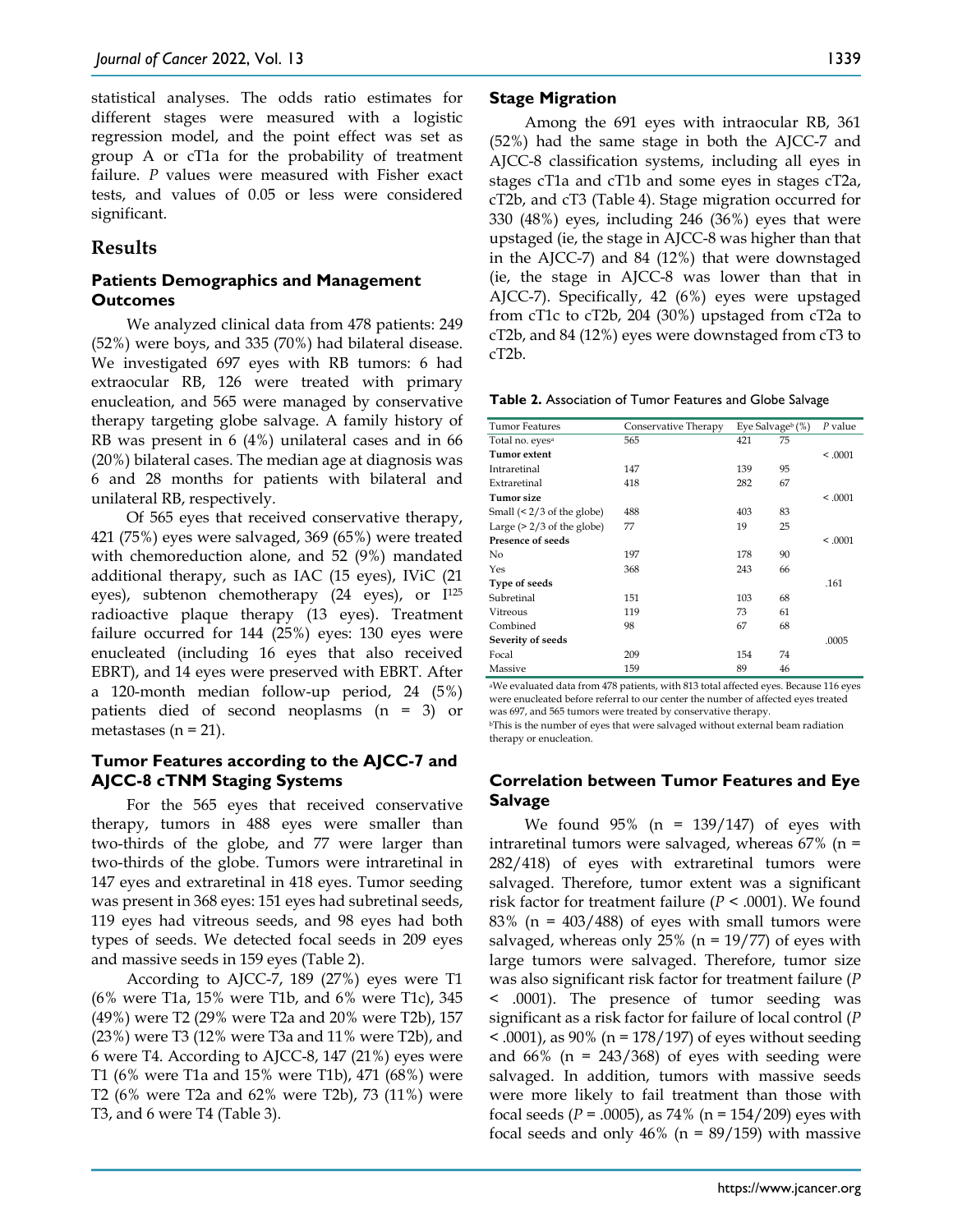statistical analyses. The odds ratio estimates for different stages were measured with a logistic regression model, and the point effect was set as group A or cT1a for the probability of treatment failure. *P* values were measured with Fisher exact tests, and values of 0.05 or less were considered significant.

## Results

### Patients Demographics and Management Outcomes

We analyzed clinical data from 478 patients: 249 (52%) were boys, and 335 (70%) had bilateral disease. We investigated 697 eyes with RB tumors: 6 had extraocular RB, 126 were treated with primary enucleation, and 565 were managed by conservative therapy targeting globe salvage. A family history of RB was present in 6 (4%) unilateral cases and in 66 (20%) bilateral cases. The median age at diagnosis was 6 and 28 months for patients with bilateral and unilateral RB, respectively.

Of 565 eyes that received conservative therapy, 421 (75%) eyes were salvaged, 369 (65%) were treated with chemoreduction alone, and 52 (9%) mandated additional therapy, such as IAC (15 eyes), IViC (21 eyes), subtenon chemotherapy (24 eyes), or $I^{125}$ radioactive plaque therapy (13 eyes). Treatment failure occurred for 144 (25%) eyes: 130 eyes were enucleated (including 16 eyes that also received EBRT), and 14 eyes were preserved with EBRT. After a 120-month median follow-up period, 24 (5%) patients died of second neoplasms (n = 3) or metastases (n = 21).

### Tumor Features according to the AJCC-7 and AJCC-8 cTNM Staging Systems

For the 565 eyes that received conservative therapy, tumors in 488 eyes were smaller than two-thirds of the globe, and 77 were larger than two-thirds of the globe. Tumors were intraretinal in 147 eyes and extraretinal in 418 eyes. Tumor seeding was present in 368 eyes: 151 eyes had subretinal seeds, 119 eyes had vitreous seeds, and 98 eyes had both types of seeds. We detected focal seeds in 209 eyes and massive seeds in 159 eyes (Table 2).

According to AJCC-7, 189 (27%) eyes were T1 (6% were T1a, 15% were T1b, and 6% were T1c), 345 (49%) were T2 (29% were T2a and 20% were T2b), 157 (23%) were T3 (12% were T3a and 11% were T2b), and 6 were T4. According to AJCC-8, 147 (21%) eyes were T1 (6% were T1a and 15% were T1b), 471 (68%) were T2 (6% were T2a and 62% were T2b), 73 (11%) were T3, and 6 were T4 (Table 3).

### Stage Migration

Among the 691 eyes with intraocular RB, 361 (52%) had the same stage in both the AJCC-7 and AJCC-8 classification systems, including all eyes in stages cT1a and cT1b and some eyes in stages cT2a, cT2b, and cT3 (Table 4). Stage migration occurred for 330 (48%) eyes, including 246 (36%) eyes that were upstaged (ie, the stage in AJCC-8 was higher than that in the AJCC-7) and 84 (12%) that were downstaged (ie, the stage in AJCC-8 was lower than that in AJCC-7). Specifically, 42 (6%) eyes were upstaged from cT1c to cT2b, 204 (30%) upstaged from cT2a to cT2b, and 84 (12%) eyes were downstaged from cT3 to cT2b.

**Table 2.** Association of Tumor Features and Globe Salvage

| Tumor Features | Conservative Therapy | Eye Salvage[b] (%) | | *P* value |
|---|---|---|---|---|
| Total no. eyes[a] | 565 | 421 | 75 | |
| **Tumor extent** | | | | < .0001 |
| Intraretinal | 147 | 139 | 95 | |
| Extraretinal | 418 | 282 | 67 | |
| **Tumor size** | | | | < .0001 |
| Small (< 2/3 of the globe) | 488 | 403 | 83 | |
| Large (> 2/3 of the globe) | 77 | 19 | 25 | |
| **Presence of seeds** | | | | < .0001 |
| No | 197 | 178 | 90 | |
| Yes | 368 | 243 | 66 | |
| **Type of seeds** | | | | .161 |
| Subretinal | 151 | 103 | 68 | |
| Vitreous | 119 | 73 | 61 | |
| Combined | 98 | 67 | 68 | |
| **Severity of seeds** | | | | .0005 |
| Focal | 209 | 154 | 74 | |
| Massive | 159 | 89 | 46 | |

[a]We evaluated data from 478 patients, with 813 total affected eyes. Because 116 eyes were enucleated before referral to our center the number of affected eyes treated was 697, and 565 tumors were treated by conservative therapy.
[b]This is the number of eyes that were salvaged without external beam radiation therapy or enucleation.

### Correlation between Tumor Features and Eye Salvage

We found 95% (n = 139/147) of eyes with intraretinal tumors were salvaged, whereas 67% (n = 282/418) of eyes with extraretinal tumors were salvaged. Therefore, tumor extent was a significant risk factor for treatment failure ($P < .0001$). We found 83% (n = 403/488) of eyes with small tumors were salvaged, whereas only 25% (n = 19/77) of eyes with large tumors were salvaged. Therefore, tumor size was also significant risk factor for treatment failure ($P < .0001$). The presence of tumor seeding was significant as a risk factor for failure of local control ($P < .0001$), as 90% (n = 178/197) of eyes without seeding and 66% (n = 243/368) of eyes with seeding were salvaged. In addition, tumors with massive seeds were more likely to fail treatment than those with focal seeds ($P = .0005$), as 74% (n = 154/209) eyes with focal seeds and only 46% (n = 89/159) with massive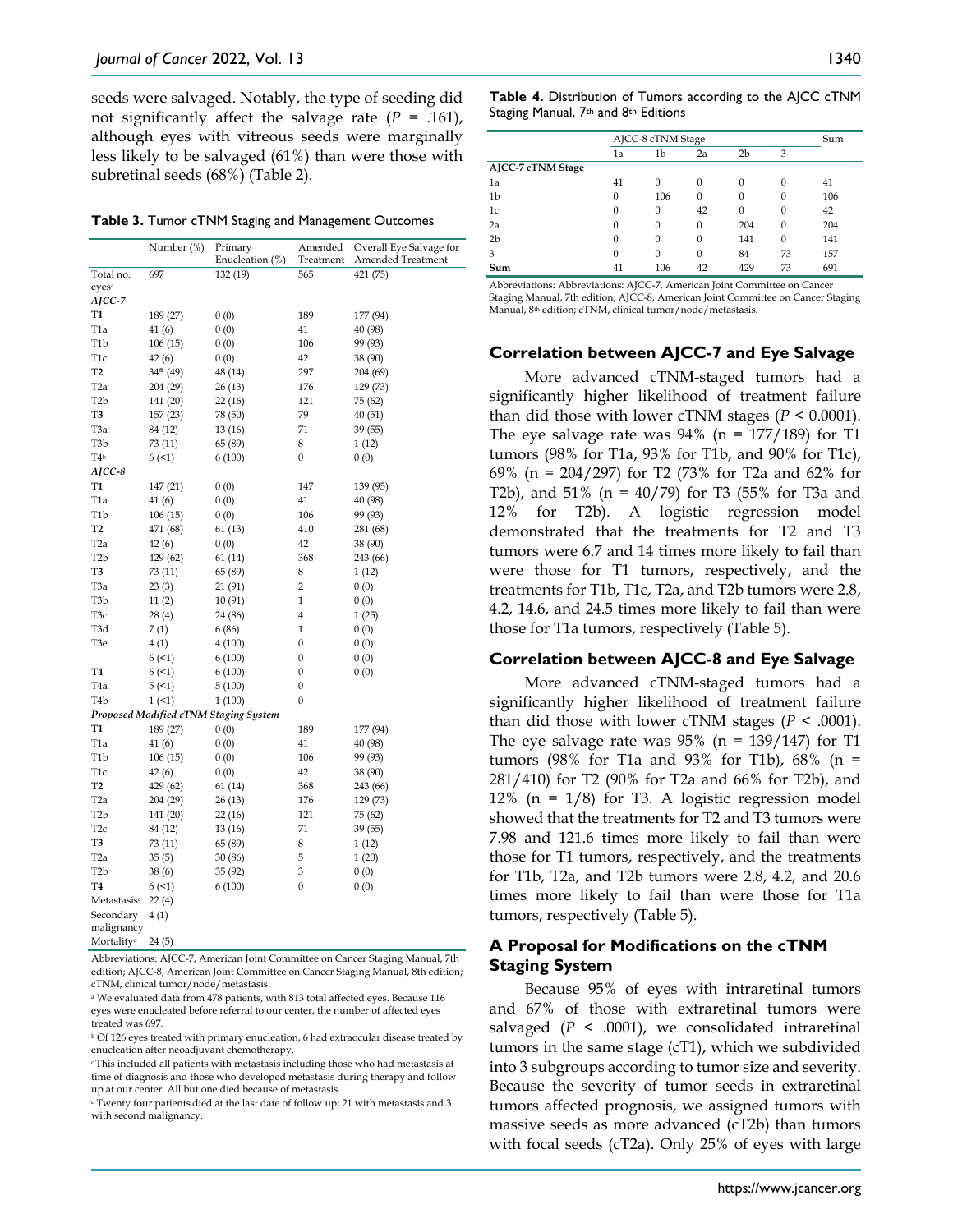seeds were salvaged. Notably, the type of seeding did not significantly affect the salvage rate ($P$ = .161), although eyes with vitreous seeds were marginally less likely to be salvaged (61%) than were those with subretinal seeds (68%) (Table 2).

**Table 3.** Tumor cTNM Staging and Management Outcomes

| | Number (%) | Primary Enucleation (%) | Amended Treatment | Overall Eye Salvage for Amended Treatment |
|---|---|---|---|---|
| Total no. eyes[a] | 697 | 132 (19) | 565 | 421 (75) |
| *AJCC-7* | | | | |
| **T1** | 189 (27) | 0 (0) | 189 | 177 (94) |
| T1a | 41 (6) | 0 (0) | 41 | 40 (98) |
| T1b | 106 (15) | 0 (0) | 106 | 99 (93) |
| T1c | 42 (6) | 0 (0) | 42 | 38 (90) |
| **T2** | 345 (49) | 48 (14) | 297 | 204 (69) |
| T2a | 204 (29) | 26 (13) | 176 | 129 (73) |
| T2b | 141 (20) | 22 (16) | 121 | 75 (62) |
| **T3** | 157 (23) | 78 (50) | 79 | 40 (51) |
| T3a | 84 (12) | 13 (16) | 71 | 39 (55) |
| T3b | 73 (11) | 65 (89) | 8 | 1 (12) |
| T4[b] | 6 (<1) | 6 (100) | 0 | 0 (0) |
| *AJCC-8* | | | | |
| **T1** | 147 (21) | 0 (0) | 147 | 139 (95) |
| T1a | 41 (6) | 0 (0) | 41 | 40 (98) |
| T1b | 106 (15) | 0 (0) | 106 | 99 (93) |
| **T2** | 471 (68) | 61 (13) | 410 | 281 (68) |
| T2a | 42 (6) | 0 (0) | 42 | 38 (90) |
| T2b | 429 (62) | 61 (14) | 368 | 243 (66) |
| **T3** | 73 (11) | 65 (89) | 8 | 1 (12) |
| T3a | 23 (3) | 21 (91) | 2 | 0 (0) |
| T3b | 11 (2) | 10 (91) | 1 | 0 (0) |
| T3c | 28 (4) | 24 (86) | 4 | 1 (25) |
| T3d | 7 (1) | 6 (86) | 1 | 0 (0) |
| T3e | 4 (1) | 4 (100) | 0 | 0 (0) |
| | 6 (<1) | 6 (100) | 0 | 0 (0) |
| **T4** | 6 (<1) | 6 (100) | 0 | 0 (0) |
| T4a | 5 (<1) | 5 (100) | 0 | |
| T4b | 1 (<1) | 1 (100) | 0 | |
| *Proposed Modified cTNM Staging System* | | | | |
| **T1** | 189 (27) | 0 (0) | 189 | 177 (94) |
| T1a | 41 (6) | 0 (0) | 41 | 40 (98) |
| T1b | 106 (15) | 0 (0) | 106 | 99 (93) |
| T1c | 42 (6) | 0 (0) | 42 | 38 (90) |
| **T2** | 429 (62) | 61 (14) | 368 | 243 (66) |
| T2a | 204 (29) | 26 (13) | 176 | 129 (73) |
| T2b | 141 (20) | 22 (16) | 121 | 75 (62) |
| T2c | 84 (12) | 13 (16) | 71 | 39 (55) |
| **T3** | 73 (11) | 65 (89) | 8 | 1 (12) |
| T2a | 35 (5) | 30 (86) | 5 | 1 (20) |
| T2b | 38 (6) | 35 (92) | 3 | 0 (0) |
| **T4** | 6 (<1) | 6 (100) | 0 | 0 (0) |
| Metastasis[c] | 22 (4) | | | |
| Secondary malignancy | 4 (1) | | | |
| Mortality[d] | 24 (5) | | | |

Abbreviations: AJCC-7, American Joint Committee on Cancer Staging Manual, 7th edition; AJCC-8, American Joint Committee on Cancer Staging Manual, 8th edition; cTNM, clinical tumor/node/metastasis.

[a] We evaluated data from 478 patients, with 813 total affected eyes. Because 116 eyes were enucleated before referral to our center, the number of affected eyes treated was 697.

[b] Of 126 eyes treated with primary enucleation, 6 had extraocular disease treated by enucleation after neoadjuvant chemotherapy.

[c] This included all patients with metastasis including those who had metastasis at time of diagnosis and those who developed metastasis during therapy and follow up at our center. All but one died because of metastasis.

[d] Twenty four patients died at the last date of follow up; 21 with metastasis and 3 with second malignancy.

**Table 4.** Distribution of Tumors according to the AJCC cTNM Staging Manual, 7th and 8th Editions

| | AJCC-8 cTNM Stage | | | | | Sum |
|---|---|---|---|---|---|---|
| | 1a | 1b | 2a | 2b | 3 | |
| **AJCC-7 cTNM Stage** | | | | | | |
| 1a | 41 | 0 | 0 | 0 | 0 | 41 |
| 1b | 0 | 106 | 0 | 0 | 0 | 106 |
| 1c | 0 | 0 | 42 | 0 | 0 | 42 |
| 2a | 0 | 0 | 0 | 204 | 0 | 204 |
| 2b | 0 | 0 | 0 | 141 | 0 | 141 |
| 3 | 0 | 0 | 0 | 84 | 73 | 157 |
| **Sum** | 41 | 106 | 42 | 429 | 73 | 691 |

Abbreviations: Abbreviations: AJCC-7, American Joint Committee on Cancer Staging Manual, 7th edition; AJCC-8, American Joint Committee on Cancer Staging Manual, 8th edition; cTNM, clinical tumor/node/metastasis.

## Correlation between AJCC-7 and Eye Salvage

More advanced cTNM-staged tumors had a significantly higher likelihood of treatment failure than did those with lower cTNM stages ($P$ < 0.0001). The eye salvage rate was 94% (n = 177/189) for T1 tumors (98% for T1a, 93% for T1b, and 90% for T1c), 69% (n = 204/297) for T2 (73% for T2a and 62% for T2b), and 51% (n = 40/79) for T3 (55% for T3a and 12% for T2b). A logistic regression model demonstrated that the treatments for T2 and T3 tumors were 6.7 and 14 times more likely to fail than were those for T1 tumors, respectively, and the treatments for T1b, T1c, T2a, and T2b tumors were 2.8, 4.2, 14.6, and 24.5 times more likely to fail than were those for T1a tumors, respectively (Table 5).

## Correlation between AJCC-8 and Eye Salvage

More advanced cTNM-staged tumors had a significantly higher likelihood of treatment failure than did those with lower cTNM stages ($P$ < .0001). The eye salvage rate was 95% (n = 139/147) for T1 tumors (98% for T1a and 93% for T1b), 68% (n = 281/410) for T2 (90% for T2a and 66% for T2b), and 12% (n = 1/8) for T3. A logistic regression model showed that the treatments for T2 and T3 tumors were 7.98 and 121.6 times more likely to fail than were those for T1 tumors, respectively, and the treatments for T1b, T2a, and T2b tumors were 2.8, 4.2, and 20.6 times more likely to fail than were those for T1a tumors, respectively (Table 5).

## A Proposal for Modifications on the cTNM Staging System

Because 95% of eyes with intraretinal tumors and 67% of those with extraretinal tumors were salvaged ($P$ < .0001), we consolidated intraretinal tumors in the same stage (cT1), which we subdivided into 3 subgroups according to tumor size and severity. Because the severity of tumor seeds in extraretinal tumors affected prognosis, we assigned tumors with massive seeds as more advanced (cT2b) than tumors with focal seeds (cT2a). Only 25% of eyes with large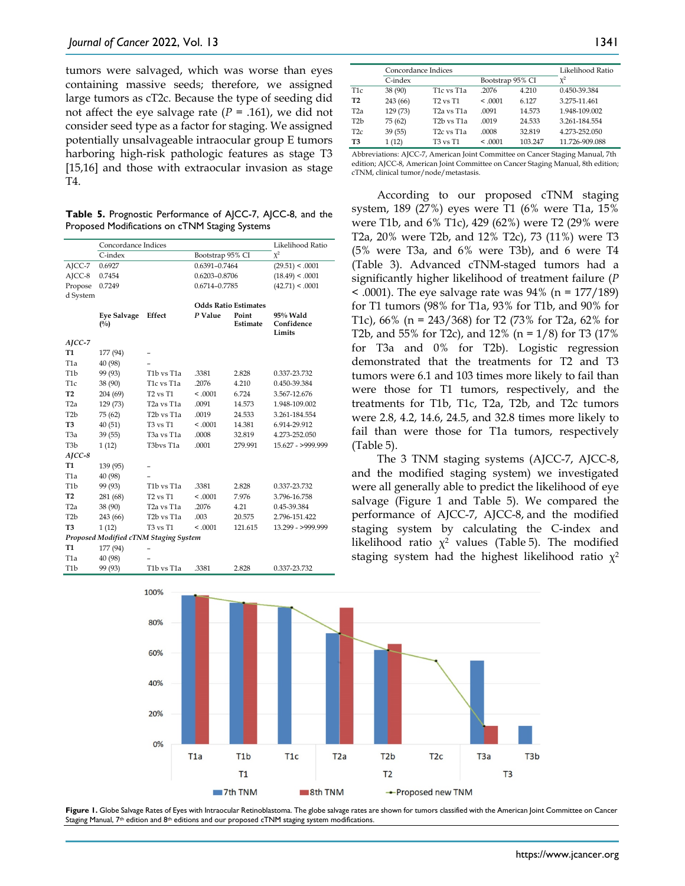tumors were salvaged, which was worse than eyes containing massive seeds; therefore, we assigned large tumors as cT2c. Because the type of seeding did not affect the eye salvage rate ($P$ = .161), we did not consider seed type as a factor for staging. We assigned potentially unsalvageable intraocular group E tumors harboring high-risk pathologic features as stage T3 [15,16] and those with extraocular invasion as stage T4.

**Table 5.** Prognostic Performance of AJCC-7, AJCC-8, and the Proposed Modifications on cTNM Staging Systems

| | Concordance Indices | | | | Likelihood Ratio |
|---|---|---|---|---|---|
| | C-index | | Bootstrap 95% CI | | $\chi^2$ |
| AJCC-7 | 0.6927 | | 0.6391–0.7464 | | (29.51) < .0001 |
| AJCC-8 | 0.7454 | | 0.6203–0.8706 | | (18.49) < .0001 |
| Proposed System | 0.7249 | | 0.6714–0.7785 | | (42.71) < .0001 |
| | | | Odds Ratio Estimates | | |
| | Eye Salvage (%) | Effect | $P$ Value | Point Estimate | 95% Wald Confidence Limits |
| *AJCC-7* | | | | | |
| **T1** | 177 (94) | – | | | |
| T1a | 40 (98) | – | | | |
| T1b | 99 (93) | T1b vs T1a | .3381 | 2.828 | 0.337-23.732 |
| T1c | 38 (90) | T1c vs T1a | .2076 | 4.210 | 0.450-39.384 |
| **T2** | 204 (69) | T2 vs T1 | < .0001 | 6.724 | 3.567-12.676 |
| T2a | 129 (73) | T2a vs T1a | .0091 | 14.573 | 1.948-109.002 |
| T2b | 75 (62) | T2b vs T1a | .0019 | 24.533 | 3.261-184.554 |
| **T3** | 40 (51) | T3 vs T1 | < .0001 | 14.381 | 6.914-29.912 |
| T3a | 39 (55) | T3a vs T1a | .0008 | 32.819 | 4.273-252.050 |
| T3b | 1 (12) | T3bvs T1a | .0001 | 279.991 | 15.627 - >999.999 |
| *AJCC-8* | | | | | |
| **T1** | 139 (95) | – | | | |
| T1a | 40 (98) | – | | | |
| T1b | 99 (93) | T1b vs T1a | .3381 | 2.828 | 0.337-23.732 |
| **T2** | 281 (68) | T2 vs T1 | < .0001 | 7.976 | 3.796-16.758 |
| T2a | 38 (90) | T2a vs T1a | .2076 | 4.21 | 0.45-39.384 |
| T2b | 243 (66) | T2b vs T1a | .003 | 20.575 | 2.796-151.422 |
| **T3** | 1 (12) | T3 vs T1 | < .0001 | 121.615 | 13.299 - >999.999 |
| *Proposed Modified cTNM Staging System* | | | | | |
| **T1** | 177 (94) | – | | | |
| T1a | 40 (98) | – | | | |
| T1b | 99 (93) | T1b vs T1a | .3381 | 2.828 | 0.337-23.732 |
| T1c | 38 (90) | T1c vs T1a | .2076 | 4.210 | 0.450-39.384 |
| **T2** | 243 (66) | T2 vs T1 | < .0001 | 6.127 | 3.275-11.461 |
| T2a | 129 (73) | T2a vs T1a | .0091 | 14.573 | 1.948-109.002 |
| T2b | 75 (62) | T2b vs T1a | .0019 | 24.533 | 3.261-184.554 |
| T2c | 39 (55) | T2c vs T1a | .0008 | 32.819 | 4.273-252.050 |
| **T3** | 1 (12) | T3 vs T1 | < .0001 | 103.247 | 11.726-909.088 |

Abbreviations: AJCC-7, American Joint Committee on Cancer Staging Manual, 7th edition; AJCC-8, American Joint Committee on Cancer Staging Manual, 8th edition; cTNM, clinical tumor/node/metastasis.

According to our proposed cTNM staging system, 189 (27%) eyes were T1 (6% were T1a, 15% were T1b, and 6% T1c), 429 (62%) were T2 (29% were T2a, 20% were T2b, and 12% T2c), 73 (11%) were T3 (5% were T3a, and 6% were T3b), and 6 were T4 (Table 3). Advanced cTNM-staged tumors had a significantly higher likelihood of treatment failure ($P$ < .0001). The eye salvage rate was 94% (n = 177/189) for T1 tumors (98% for T1a, 93% for T1b, and 90% for T1c), 66% (n = 243/368) for T2 (73% for T2a, 62% for T2b, and 55% for T2c), and 12% (n = 1/8) for T3 (17% for T3a and 0% for T2b). Logistic regression demonstrated that the treatments for T2 and T3 tumors were 6.1 and 103 times more likely to fail than were those for T1 tumors, respectively, and the treatments for T1b, T1c, T2a, T2b, and T2c tumors were 2.8, 4.2, 14.6, 24.5, and 32.8 times more likely to fail than were those for T1a tumors, respectively (Table 5).

The 3 TNM staging systems (AJCC-7, AJCC-8, and the modified staging system) we investigated were all generally able to predict the likelihood of eye salvage (Figure 1 and Table 5). We compared the performance of AJCC-7, AJCC-8, and the modified staging system by calculating the C-index and likelihood ratio $\chi^2$ values (Table 5). The modified staging system had the highest likelihood ratio $\chi^2$

**Figure 1.** Globe Salvage Rates of Eyes with Intraocular Retinoblastoma. The globe salvage rates are shown for tumors classified with the American Joint Committee on Cancer Staging Manual, 7th edition and 8th editions and our proposed cTNM staging system modifications.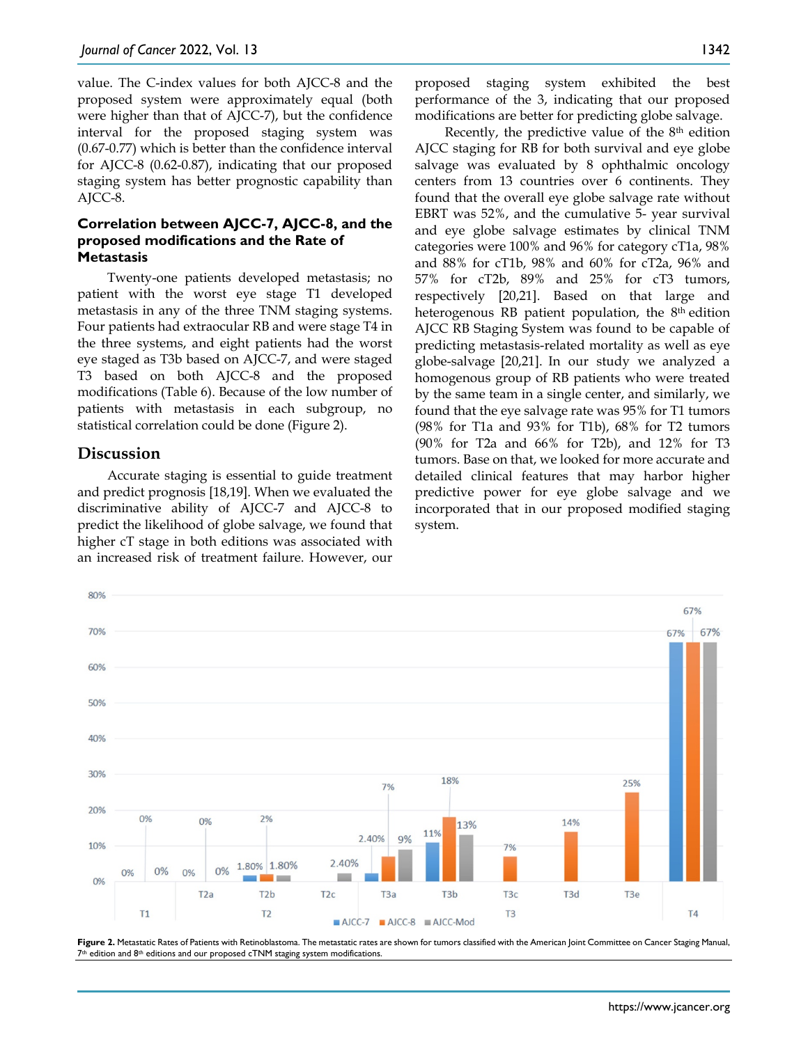value. The C-index values for both AJCC-8 and the proposed system were approximately equal (both were higher than that of AJCC-7), but the confidence interval for the proposed staging system was (0.67-0.77) which is better than the confidence interval for AJCC-8 (0.62-0.87), indicating that our proposed staging system has better prognostic capability than AJCC-8.

### Correlation between AJCC-7, AJCC-8, and the proposed modifications and the Rate of Metastasis

Twenty-one patients developed metastasis; no patient with the worst eye stage T1 developed metastasis in any of the three TNM staging systems. Four patients had extraocular RB and were stage T4 in the three systems, and eight patients had the worst eye staged as T3b based on AJCC-7, and were staged T3 based on both AJCC-8 and the proposed modifications (Table 6). Because of the low number of patients with metastasis in each subgroup, no statistical correlation could be done (Figure 2).

## Discussion

Accurate staging is essential to guide treatment and predict prognosis [18,19]. When we evaluated the discriminative ability of AJCC-7 and AJCC-8 to predict the likelihood of globe salvage, we found that higher cT stage in both editions was associated with an increased risk of treatment failure. However, our proposed staging system exhibited the best performance of the 3, indicating that our proposed modifications are better for predicting globe salvage.

Recently, the predictive value of the 8th edition AJCC staging for RB for both survival and eye globe salvage was evaluated by 8 ophthalmic oncology centers from 13 countries over 6 continents. They found that the overall eye globe salvage rate without EBRT was 52%, and the cumulative 5- year survival and eye globe salvage estimates by clinical TNM categories were 100% and 96% for category cT1a, 98% and 88% for cT1b, 98% and 60% for cT2a, 96% and 57% for cT2b, 89% and 25% for cT3 tumors, respectively [20,21]. Based on that large and heterogenous RB patient population, the 8th edition AJCC RB Staging System was found to be capable of predicting metastasis-related mortality as well as eye globe-salvage [20,21]. In our study we analyzed a homogenous group of RB patients who were treated by the same team in a single center, and similarly, we found that the eye salvage rate was 95% for T1 tumors (98% for T1a and 93% for T1b), 68% for T2 tumors (90% for T2a and 66% for T2b), and 12% for T3 tumors. Base on that, we looked for more accurate and detailed clinical features that may harbor higher predictive power for eye globe salvage and we incorporated that in our proposed modified staging system.

**Figure 2.** Metastatic Rates of Patients with Retinoblastoma. The metastatic rates are shown for tumors classified with the American Joint Committee on Cancer Staging Manual, 7th edition and 8th editions and our proposed cTNM staging system modifications.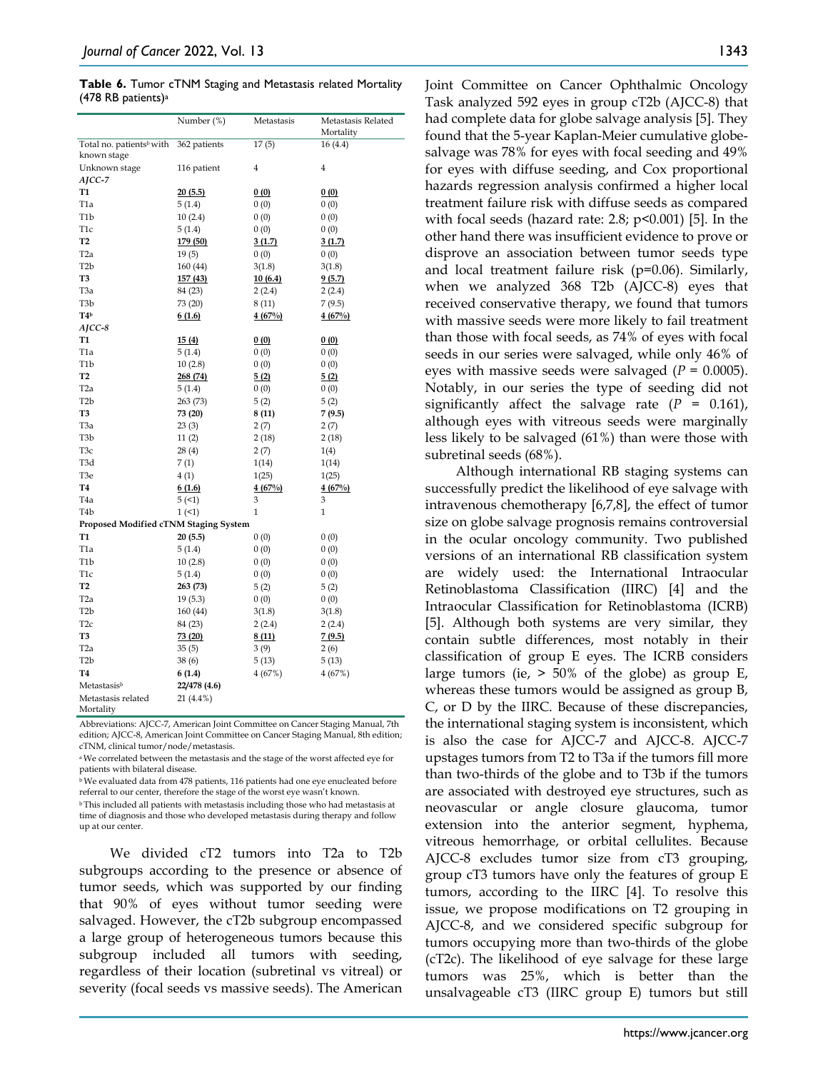**Table 6.** Tumor cTNM Staging and Metastasis related Mortality (478 RB patients)[a]

| | Number (%) | Metastasis | Metastasis Related Mortality |
|---|---|---|---|
| Total no. patients[b] with known stage | 362 patients | 17 (5) | 16 (4.4) |
| Unknown stage | 116 patient | 4 | 4 |
| *AJCC-7* | | | |
| **T1** | **20 (5.5)** | **0 (0)** | **0 (0)** |
| T1a | 5 (1.4) | 0 (0) | 0 (0) |
| T1b | 10 (2.4) | 0 (0) | 0 (0) |
| T1c | 5 (1.4) | 0 (0) | 0 (0) |
| **T2** | **179 (50)** | **3 (1.7)** | **3 (1.7)** |
| T2a | 19 (5) | 0 (0) | 0 (0) |
| T2b | 160 (44) | 3(1.8) | 3(1.8) |
| **T3** | **157 (43)** | **10 (6.4)** | **9 (5.7)** |
| T3a | 84 (23) | 2 (2.4) | 2 (2.4) |
| T3b | 73 (20) | 8 (11) | 7 (9.5) |
| **T4**[b] | **6 (1.6)** | **4 (67%)** | **4 (67%)** |
| *AJCC-8* | | | |
| **T1** | **15 (4)** | **0 (0)** | **0 (0)** |
| T1a | 5 (1.4) | 0 (0) | 0 (0) |
| T1b | 10 (2.8) | 0 (0) | 0 (0) |
| **T2** | **268 (74)** | **5 (2)** | **5 (2)** |
| T2a | 5 (1.4) | 0 (0) | 0 (0) |
| T2b | 263 (73) | 5 (2) | 5 (2) |
| **T3** | **73 (20)** | **8 (11)** | **7 (9.5)** |
| T3a | 23 (3) | 2 (7) | 2 (7) |
| T3b | 11 (2) | 2 (18) | 2 (18) |
| T3c | 28 (4) | 2 (7) | 1(4) |
| T3d | 7 (1) | 1(14) | 1(14) |
| T3e | 4 (1) | 1(25) | 1(25) |
| **T4** | **6 (1.6)** | **4 (67%)** | **4 (67%)** |
| T4a | 5 (<1) | 3 | 3 |
| T4b | 1 (<1) | 1 | 1 |
| **Proposed Modified cTNM Staging System** | | | |
| **T1** | **20 (5.5)** | 0 (0) | 0 (0) |
| T1a | 5 (1.4) | 0 (0) | 0 (0) |
| T1b | 10 (2.8) | 0 (0) | 0 (0) |
| T1c | 5 (1.4) | 0 (0) | 0 (0) |
| **T2** | **263 (73)** | 5 (2) | 5 (2) |
| T2a | 19 (5.3) | 0 (0) | 0 (0) |
| T2b | 160 (44) | 3(1.8) | 3(1.8) |
| T2c | 84 (23) | 2 (2.4) | 2 (2.4) |
| **T3** | **73 (20)** | **8 (11)** | **7 (9.5)** |
| T2a | 35 (5) | 3 (9) | 2 (6) |
| T2b | 38 (6) | 5 (13) | 5 (13) |
| **T4** | 6 (1.4) | 4 (67%) | 4 (67%) |
| Metastasis[b] | **22/478 (4.6)** | | |
| Metastasis related Mortality | 21 (4.4%) | | |

Abbreviations: AJCC-7, American Joint Committee on Cancer Staging Manual, 7th edition; AJCC-8, American Joint Committee on Cancer Staging Manual, 8th edition; cTNM, clinical tumor/node/metastasis.

[a] We correlated between the metastasis and the stage of the worst affected eye for patients with bilateral disease.

[b] We evaluated data from 478 patients, 116 patients had one eye enucleated before referral to our center, therefore the stage of the worst eye wasn't known.

[b] This included all patients with metastasis including those who had metastasis at time of diagnosis and those who developed metastasis during therapy and follow up at our center.

We divided cT2 tumors into T2a to T2b subgroups according to the presence or absence of tumor seeds, which was supported by our finding that 90% of eyes without tumor seeding were salvaged. However, the cT2b subgroup encompassed a large group of heterogeneous tumors because this subgroup included all tumors with seeding, regardless of their location (subretinal vs vitreal) or severity (focal seeds vs massive seeds). The American Joint Committee on Cancer Ophthalmic Oncology Task analyzed 592 eyes in group cT2b (AJCC-8) that had complete data for globe salvage analysis [5]. They found that the 5-year Kaplan-Meier cumulative globe-salvage was 78% for eyes with focal seeding and 49% for eyes with diffuse seeding, and Cox proportional hazards regression analysis confirmed a higher local treatment failure risk with diffuse seeds as compared with focal seeds (hazard rate: 2.8; $p<0.001$) [5]. In the other hand there was insufficient evidence to prove or disprove an association between tumor seeds type and local treatment failure risk ($p=0.06$). Similarly, when we analyzed 368 T2b (AJCC-8) eyes that received conservative therapy, we found that tumors with massive seeds were more likely to fail treatment than those with focal seeds, as 74% of eyes with focal seeds in our series were salvaged, while only 46% of eyes with massive seeds were salvaged ($P = 0.0005$). Notably, in our series the type of seeding did not significantly affect the salvage rate ($P = 0.161$), although eyes with vitreous seeds were marginally less likely to be salvaged (61%) than were those with subretinal seeds (68%).

Although international RB staging systems can successfully predict the likelihood of eye salvage with intravenous chemotherapy [6,7,8], the effect of tumor size on globe salvage prognosis remains controversial in the ocular oncology community. Two published versions of an international RB classification system are widely used: the International Intraocular Retinoblastoma Classification (IIRC) [4] and the Intraocular Classification for Retinoblastoma (ICRB) [5]. Although both systems are very similar, they contain subtle differences, most notably in their classification of group E eyes. The ICRB considers large tumors (ie, > 50% of the globe) as group E, whereas these tumors would be assigned as group B, C, or D by the IIRC. Because of these discrepancies, the international staging system is inconsistent, which is also the case for AJCC-7 and AJCC-8. AJCC-7 upstages tumors from T2 to T3a if the tumors fill more than two-thirds of the globe and to T3b if the tumors are associated with destroyed eye structures, such as neovascular or angle closure glaucoma, tumor extension into the anterior segment, hyphema, vitreous hemorrhage, or orbital cellulites. Because AJCC-8 excludes tumor size from cT3 grouping, group cT3 tumors have only the features of group E tumors, according to the IIRC [4]. To resolve this issue, we propose modifications on T2 grouping in AJCC-8, and we considered specific subgroup for tumors occupying more than two-thirds of the globe (cT2c). The likelihood of eye salvage for these large tumors was 25%, which is better than the unsalvageable cT3 (IIRC group E) tumors but still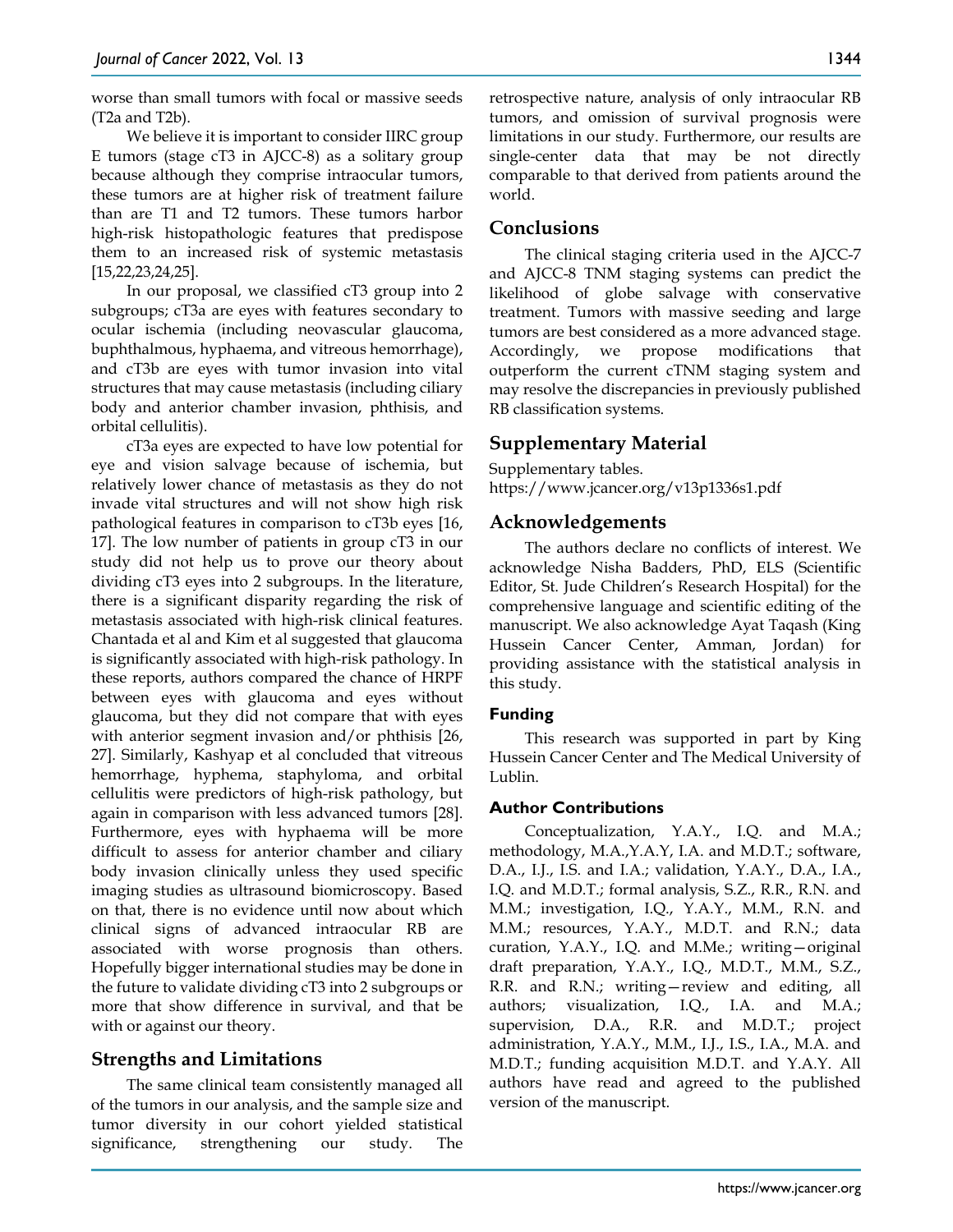worse than small tumors with focal or massive seeds (T2a and T2b).

We believe it is important to consider IIRC group E tumors (stage cT3 in AJCC-8) as a solitary group because although they comprise intraocular tumors, these tumors are at higher risk of treatment failure than are T1 and T2 tumors. These tumors harbor high-risk histopathologic features that predispose them to an increased risk of systemic metastasis [15,22,23,24,25].

In our proposal, we classified cT3 group into 2 subgroups; cT3a are eyes with features secondary to ocular ischemia (including neovascular glaucoma, buphthalmous, hyphaema, and vitreous hemorrhage), and cT3b are eyes with tumor invasion into vital structures that may cause metastasis (including ciliary body and anterior chamber invasion, phthisis, and orbital cellulitis).

cT3a eyes are expected to have low potential for eye and vision salvage because of ischemia, but relatively lower chance of metastasis as they do not invade vital structures and will not show high risk pathological features in comparison to cT3b eyes [16, 17]. The low number of patients in group cT3 in our study did not help us to prove our theory about dividing cT3 eyes into 2 subgroups. In the literature, there is a significant disparity regarding the risk of metastasis associated with high-risk clinical features. Chantada et al and Kim et al suggested that glaucoma is significantly associated with high-risk pathology. In these reports, authors compared the chance of HRPF between eyes with glaucoma and eyes without glaucoma, but they did not compare that with eyes with anterior segment invasion and/or phthisis [26, 27]. Similarly, Kashyap et al concluded that vitreous hemorrhage, hyphema, staphyloma, and orbital cellulitis were predictors of high-risk pathology, but again in comparison with less advanced tumors [28]. Furthermore, eyes with hyphaema will be more difficult to assess for anterior chamber and ciliary body invasion clinically unless they used specific imaging studies as ultrasound biomicroscopy. Based on that, there is no evidence until now about which clinical signs of advanced intraocular RB are associated with worse prognosis than others. Hopefully bigger international studies may be done in the future to validate dividing cT3 into 2 subgroups or more that show difference in survival, and that be with or against our theory.

## Strengths and Limitations

The same clinical team consistently managed all of the tumors in our analysis, and the sample size and tumor diversity in our cohort yielded statistical significance, strengthening our study. The retrospective nature, analysis of only intraocular RB tumors, and omission of survival prognosis were limitations in our study. Furthermore, our results are single-center data that may be not directly comparable to that derived from patients around the world.

## Conclusions

The clinical staging criteria used in the AJCC-7 and AJCC-8 TNM staging systems can predict the likelihood of globe salvage with conservative treatment. Tumors with massive seeding and large tumors are best considered as a more advanced stage. Accordingly, we propose modifications that outperform the current cTNM staging system and may resolve the discrepancies in previously published RB classification systems.

## Supplementary Material

Supplementary tables.
https://www.jcancer.org/v13p1336s1.pdf

## Acknowledgements

The authors declare no conflicts of interest. We acknowledge Nisha Badders, PhD, ELS (Scientific Editor, St. Jude Children's Research Hospital) for the comprehensive language and scientific editing of the manuscript. We also acknowledge Ayat Taqash (King Hussein Cancer Center, Amman, Jordan) for providing assistance with the statistical analysis in this study.

### Funding

This research was supported in part by King Hussein Cancer Center and The Medical University of Lublin.

### Author Contributions

Conceptualization, Y.A.Y., I.Q. and M.A.; methodology, M.A.,Y.A.Y, I.A. and M.D.T.; software, D.A., I.J., I.S. and I.A.; validation, Y.A.Y., D.A., I.A., I.Q. and M.D.T.; formal analysis, S.Z., R.R., R.N. and M.M.; investigation, I.Q., Y.A.Y., M.M., R.N. and M.M.; resources, Y.A.Y., M.D.T. and R.N.; data curation, Y.A.Y., I.Q. and M.Me.; writing—original draft preparation, Y.A.Y., I.Q., M.D.T., M.M., S.Z., R.R. and R.N.; writing—review and editing, all authors; visualization, I.Q., I.A. and M.A.; supervision, D.A., R.R. and M.D.T.; project administration, Y.A.Y., M.M., I.J., I.S., I.A., M.A. and M.D.T.; funding acquisition M.D.T. and Y.A.Y. All authors have read and agreed to the published version of the manuscript.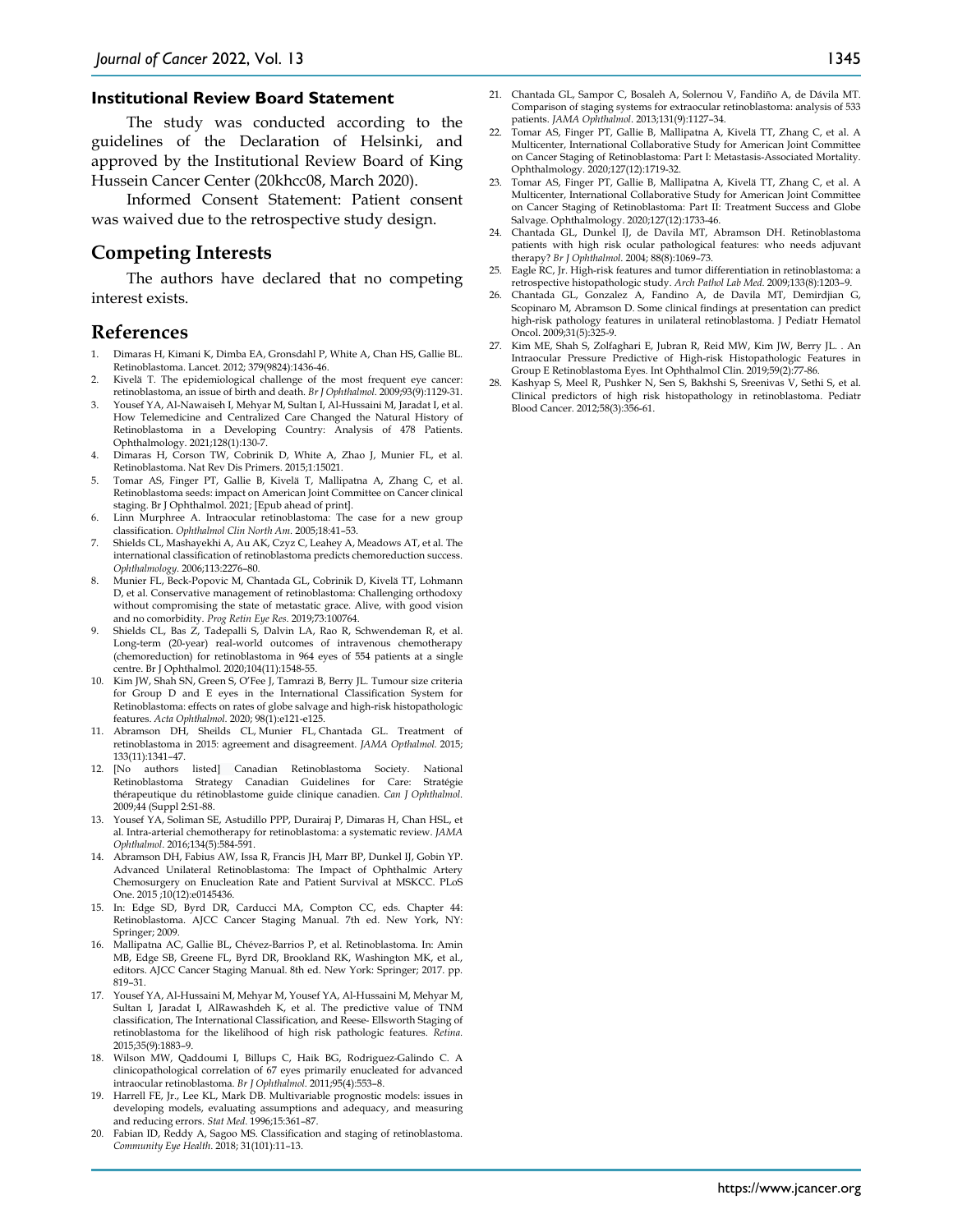### Institutional Review Board Statement

The study was conducted according to the guidelines of the Declaration of Helsinki, and approved by the Institutional Review Board of King Hussein Cancer Center (20khcc08, March 2020).

Informed Consent Statement: Patient consent was waived due to the retrospective study design.

## Competing Interests

The authors have declared that no competing interest exists.

## References

1. Dimaras H, Kimani K, Dimba EA, Gronsdahl P, White A, Chan HS, Gallie BL. Retinoblastoma. Lancet. 2012; 379(9824):1436-46.
2. Kivelä T. The epidemiological challenge of the most frequent eye cancer: retinoblastoma, an issue of birth and death. *Br J Ophthalmol*. 2009;93(9):1129-31.
3. Yousef YA, Al-Nawaiseh I, Mehyar M, Sultan I, Al-Hussaini M, Jaradat I, et al. How Telemedicine and Centralized Care Changed the Natural History of Retinoblastoma in a Developing Country: Analysis of 478 Patients. Ophthalmology. 2021;128(1):130-7.
4. Dimaras H, Corson TW, Cobrinik D, White A, Zhao J, Munier FL, et al. Retinoblastoma. Nat Rev Dis Primers. 2015;1:15021.
5. Tomar AS, Finger PT, Gallie B, Kivelä T, Mallipatna A, Zhang C, et al. Retinoblastoma seeds: impact on American Joint Committee on Cancer clinical staging. Br J Ophthalmol. 2021; [Epub ahead of print].
6. Linn Murphree A. Intraocular retinoblastoma: The case for a new group classification. *Ophthalmol Clin North Am*. 2005;18:41–53.
7. Shields CL, Mashayekhi A, Au AK, Czyz C, Leahey A, Meadows AT, et al. The international classification of retinoblastoma predicts chemoreduction success. *Ophthalmology*. 2006;113:2276–80.
8. Munier FL, Beck-Popovic M, Chantada GL, Cobrinik D, Kivelä TT, Lohmann D, et al. Conservative management of retinoblastoma: Challenging orthodoxy without compromising the state of metastatic grace. Alive, with good vision and no comorbidity. *Prog Retin Eye Res*. 2019;73:100764.
9. Shields CL, Bas Z, Tadepalli S, Dalvin LA, Rao R, Schwendeman R, et al. Long-term (20-year) real-world outcomes of intravenous chemotherapy (chemoreduction) for retinoblastoma in 964 eyes of 554 patients at a single centre. Br J Ophthalmol. 2020;104(11):1548-55.
10. Kim JW, Shah SN, Green S, O'Fee J, Tamrazi B, Berry JL. Tumour size criteria for Group D and E eyes in the International Classification System for Retinoblastoma: effects on rates of globe salvage and high-risk histopathologic features. *Acta Ophthalmol*. 2020; 98(1):e121-e125.
11. Abramson DH, Sheilds CL, Munier FL, Chantada GL. Treatment of retinoblastoma in 2015: agreement and disagreement. *JAMA Opthalmol*. 2015; 133(11):1341–47.
12. [No authors listed] Canadian Retinoblastoma Society. National Retinoblastoma Strategy Canadian Guidelines for Care: Stratégie thérapeutique du rétinoblastome guide clinique canadien. *Can J Ophthalmol*. 2009;44 (Suppl 2:S1-88.
13. Yousef YA, Soliman SE, Astudillo PPP, Durairaj P, Dimaras H, Chan HSL, et al. Intra-arterial chemotherapy for retinoblastoma: a systematic review. *JAMA Ophthalmol*. 2016;134(5):584-591.
14. Abramson DH, Fabius AW, Issa R, Francis JH, Marr BP, Dunkel IJ, Gobin YP. Advanced Unilateral Retinoblastoma: The Impact of Ophthalmic Artery Chemosurgery on Enucleation Rate and Patient Survival at MSKCC. PLoS One. 2015 ;10(12):e0145436.
15. In: Edge SD, Byrd DR, Carducci MA, Compton CC, eds. Chapter 44: Retinoblastoma. AJCC Cancer Staging Manual. 7th ed. New York, NY: Springer; 2009.
16. Mallipatna AC, Gallie BL, Chévez-Barrios P, et al. Retinoblastoma. In: Amin MB, Edge SB, Greene FL, Byrd DR, Brookland RK, Washington MK, et al., editors. AJCC Cancer Staging Manual. 8th ed. New York: Springer; 2017. pp. 819–31.
17. Yousef YA, Al-Hussaini M, Mehyar M, Yousef YA, Al-Hussaini M, Mehyar M, Sultan I, Jaradat I, AlRawashdeh K, et al. The predictive value of TNM classification, The International Classification, and Reese- Ellsworth Staging of retinoblastoma for the likelihood of high risk pathologic features. *Retina*. 2015;35(9):1883–9.
18. Wilson MW, Qaddoumi I, Billups C, Haik BG, Rodriguez-Galindo C. A clinicopathological correlation of 67 eyes primarily enucleated for advanced intraocular retinoblastoma. *Br J Ophthalmol*. 2011;95(4):553–8.
19. Harrell FE, Jr., Lee KL, Mark DB. Multivariable prognostic models: issues in developing models, evaluating assumptions and adequacy, and measuring and reducing errors. *Stat Med*. 1996;15:361–87.
20. Fabian ID, Reddy A, Sagoo MS. Classification and staging of retinoblastoma. *Community Eye Health*. 2018; 31(101):11–13.
21. Chantada GL, Sampor C, Bosaleh A, Solernou V, Fandiño A, de Dávila MT. Comparison of staging systems for extraocular retinoblastoma: analysis of 533 patients. *JAMA Ophthalmol*. 2013;131(9):1127–34.
22. Tomar AS, Finger PT, Gallie B, Mallipatna A, Kivelä TT, Zhang C, et al. A Multicenter, International Collaborative Study for American Joint Committee on Cancer Staging of Retinoblastoma: Part I: Metastasis-Associated Mortality. Ophthalmology. 2020;127(12):1719-32.
23. Tomar AS, Finger PT, Gallie B, Mallipatna A, Kivelä TT, Zhang C, et al. A Multicenter, International Collaborative Study for American Joint Committee on Cancer Staging of Retinoblastoma: Part II: Treatment Success and Globe Salvage. Ophthalmology. 2020;127(12):1733-46.
24. Chantada GL, Dunkel IJ, de Davila MT, Abramson DH. Retinoblastoma patients with high risk ocular pathological features: who needs adjuvant therapy? *Br J Ophthalmol*. 2004; 88(8):1069–73.
25. Eagle RC, Jr. High-risk features and tumor differentiation in retinoblastoma: a retrospective histopathologic study. *Arch Pathol Lab Med*. 2009;133(8):1203–9.
26. Chantada GL, Gonzalez A, Fandino A, de Davila MT, Demirdjian G, Scopinaro M, Abramson D. Some clinical findings at presentation can predict high-risk pathology features in unilateral retinoblastoma. J Pediatr Hematol Oncol. 2009;31(5):325-9.
27. Kim ME, Shah S, Zolfaghari E, Jubran R, Reid MW, Kim JW, Berry JL. . An Intraocular Pressure Predictive of High-risk Histopathologic Features in Group E Retinoblastoma Eyes. Int Ophthalmol Clin. 2019;59(2):77-86.
28. Kashyap S, Meel R, Pushker N, Sen S, Bakhshi S, Sreenivas V, Sethi S, et al. Clinical predictors of high risk histopathology in retinoblastoma. Pediatr Blood Cancer. 2012;58(3):356-61.